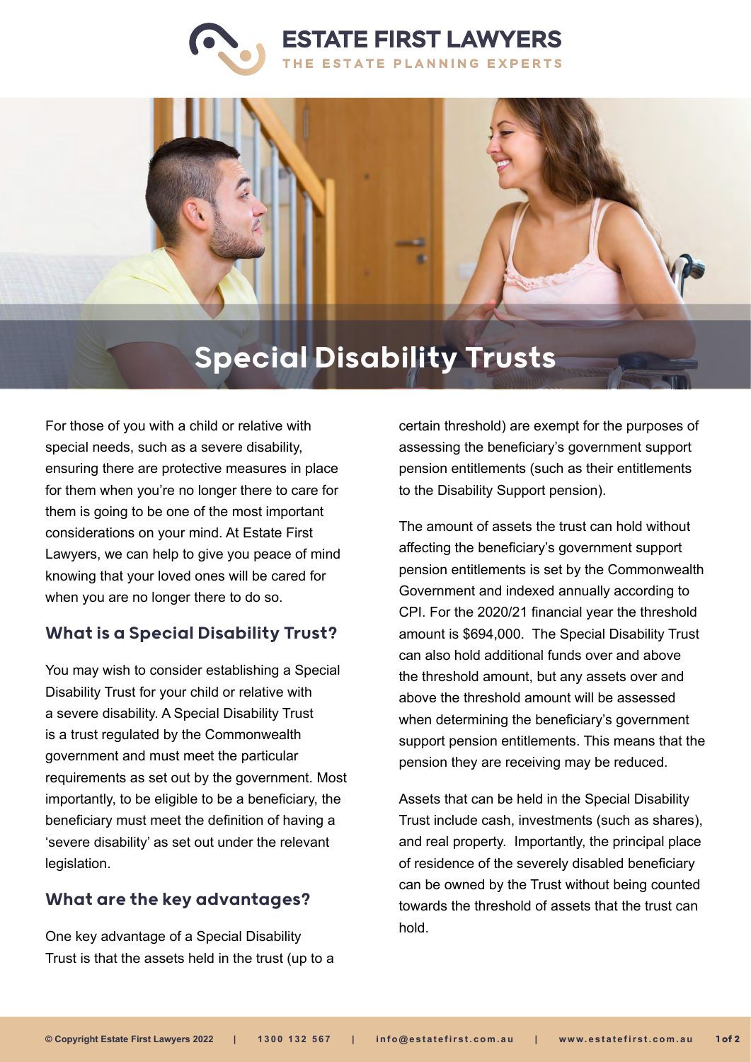# Special Disability Trusts

For those of you with a child or relative with special needs, such as a severe disability, ensuring there are protective measures in place for them when you're no longer there to care for them is going to be one of the most important considerations on your mind. At Estate First Lawyers, we can help to give you peace of mind knowing that your loved ones will be cared for when you are no longer there to do so.

## What is a Special Disability Trust?

You may wish to consider establishing a Special Disability Trust for your child or relative with a severe disability. A Special Disability Trust is a trust regulated by the Commonwealth government and must meet the particular requirements as set out by the government. Most importantly, to be eligible to be a beneficiary, the beneficiary must meet the definition of having a 'severe disability' as set out under the relevant legislation.

## What are the key advantages?

One key advantage of a Special Disability Trust is that the assets held in the trust (up to a certain threshold) are exempt for the purposes of assessing the beneficiary's government support pension entitlements (such as their entitlements to the Disability Support pension).

The amount of assets the trust can hold without affecting the beneficiary's government support pension entitlements is set by the Commonwealth Government and indexed annually according to CPI. For the 2020/21 financial year the threshold amount is $694,000. The Special Disability Trust can also hold additional funds over and above the threshold amount, but any assets over and above the threshold amount will be assessed when determining the beneficiary's government support pension entitlements. This means that the pension they are receiving may be reduced.

Assets that can be held in the Special Disability Trust include cash, investments (such as shares), and real property. Importantly, the principal place of residence of the severely disabled beneficiary can be owned by the Trust without being counted towards the threshold of assets that the trust can hold.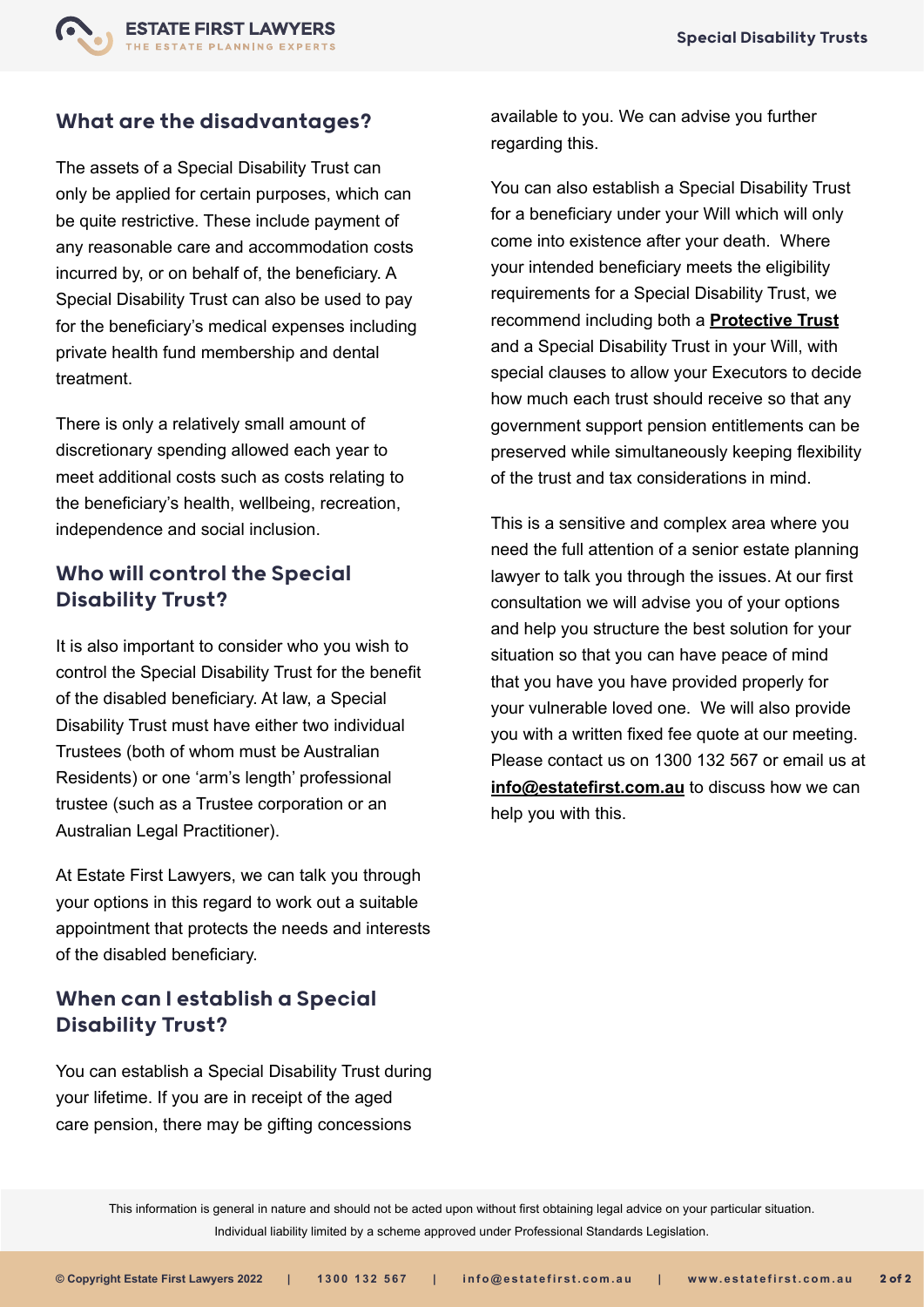## What are the disadvantages?

The assets of a Special Disability Trust can only be applied for certain purposes, which can be quite restrictive. These include payment of any reasonable care and accommodation costs incurred by, or on behalf of, the beneficiary. A Special Disability Trust can also be used to pay for the beneficiary's medical expenses including private health fund membership and dental treatment.

There is only a relatively small amount of discretionary spending allowed each year to meet additional costs such as costs relating to the beneficiary's health, wellbeing, recreation, independence and social inclusion.

## Who will control the Special Disability Trust?

It is also important to consider who you wish to control the Special Disability Trust for the benefit of the disabled beneficiary. At law, a Special Disability Trust must have either two individual Trustees (both of whom must be Australian Residents) or one 'arm's length' professional trustee (such as a Trustee corporation or an Australian Legal Practitioner).

At Estate First Lawyers, we can talk you through your options in this regard to work out a suitable appointment that protects the needs and interests of the disabled beneficiary.

## When can I establish a Special Disability Trust?

You can establish a Special Disability Trust during your lifetime. If you are in receipt of the aged care pension, there may be gifting concessions available to you. We can advise you further regarding this.

You can also establish a Special Disability Trust for a beneficiary under your Will which will only come into existence after your death. Where your intended beneficiary meets the eligibility requirements for a Special Disability Trust, we recommend including both a **Protective Trust** and a Special Disability Trust in your Will, with special clauses to allow your Executors to decide how much each trust should receive so that any government support pension entitlements can be preserved while simultaneously keeping flexibility of the trust and tax considerations in mind.

This is a sensitive and complex area where you need the full attention of a senior estate planning lawyer to talk you through the issues. At our first consultation we will advise you of your options and help you structure the best solution for your situation so that you can have peace of mind that you have you have provided properly for your vulnerable loved one. We will also provide you with a written fixed fee quote at our meeting. Please contact us on 1300 132 567 or email us at **info@estatefirst.com.au** to discuss how we can help you with this.

This information is general in nature and should not be acted upon without first obtaining legal advice on your particular situation. Individual liability limited by a scheme approved under Professional Standards Legislation.

© Copyright Estate First Lawyers 2022 | 1300 132 567 | info@estatefirst.com.au | www.estatefirst.com.au